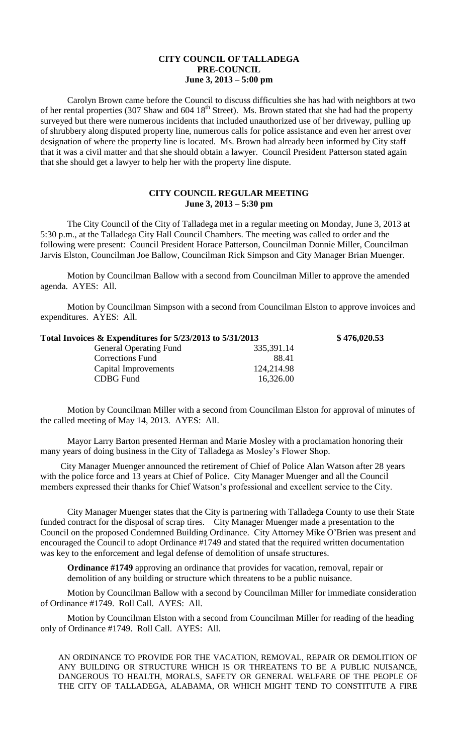**CITY COUNCIL OF TALLADEGA**
**PRE-COUNCIL**
**June 3, 2013 – 5:00 pm**

Carolyn Brown came before the Council to discuss difficulties she has had with neighbors at two of her rental properties (307 Shaw and 604 18th Street). Ms. Brown stated that she had had the property surveyed but there were numerous incidents that included unauthorized use of her driveway, pulling up of shrubbery along disputed property line, numerous calls for police assistance and even her arrest over designation of where the property line is located. Ms. Brown had already been informed by City staff that it was a civil matter and that she should obtain a lawyer. Council President Patterson stated again that she should get a lawyer to help her with the property line dispute.

**CITY COUNCIL REGULAR MEETING**
**June 3, 2013 – 5:30 pm**

The City Council of the City of Talladega met in a regular meeting on Monday, June 3, 2013 at 5:30 p.m., at the Talladega City Hall Council Chambers. The meeting was called to order and the following were present: Council President Horace Patterson, Councilman Donnie Miller, Councilman Jarvis Elston, Councilman Joe Ballow, Councilman Rick Simpson and City Manager Brian Muenger.

Motion by Councilman Ballow with a second from Councilman Miller to approve the amended agenda. AYES: All.

Motion by Councilman Simpson with a second from Councilman Elston to approve invoices and expenditures. AYES: All.

| **Total Invoices & Expenditures for 5/23/2013 to 5/31/2013** | | **$ 476,020.53** |
|---|---|---|
| General Operating Fund | 335,391.14 | |
| Corrections Fund | 88.41 | |
| Capital Improvements | 124,214.98 | |
| CDBG Fund | 16,326.00 | |

Motion by Councilman Miller with a second from Councilman Elston for approval of minutes of the called meeting of May 14, 2013. AYES: All.

Mayor Larry Barton presented Herman and Marie Mosley with a proclamation honoring their many years of doing business in the City of Talladega as Mosley's Flower Shop.

City Manager Muenger announced the retirement of Chief of Police Alan Watson after 28 years with the police force and 13 years at Chief of Police. City Manager Muenger and all the Council members expressed their thanks for Chief Watson's professional and excellent service to the City.

City Manager Muenger states that the City is partnering with Talladega County to use their State funded contract for the disposal of scrap tires. City Manager Muenger made a presentation to the Council on the proposed Condemned Building Ordinance. City Attorney Mike O'Brien was present and encouraged the Council to adopt Ordinance #1749 and stated that the required written documentation was key to the enforcement and legal defense of demolition of unsafe structures.

**Ordinance #1749** approving an ordinance that provides for vacation, removal, repair or demolition of any building or structure which threatens to be a public nuisance.

Motion by Councilman Ballow with a second by Councilman Miller for immediate consideration of Ordinance #1749. Roll Call. AYES: All.

Motion by Councilman Elston with a second from Councilman Miller for reading of the heading only of Ordinance #1749. Roll Call. AYES: All.

AN ORDINANCE TO PROVIDE FOR THE VACATION, REMOVAL, REPAIR OR DEMOLITION OF ANY BUILDING OR STRUCTURE WHICH IS OR THREATENS TO BE A PUBLIC NUISANCE, DANGEROUS TO HEALTH, MORALS, SAFETY OR GENERAL WELFARE OF THE PEOPLE OF THE CITY OF TALLADEGA, ALABAMA, OR WHICH MIGHT TEND TO CONSTITUTE A FIRE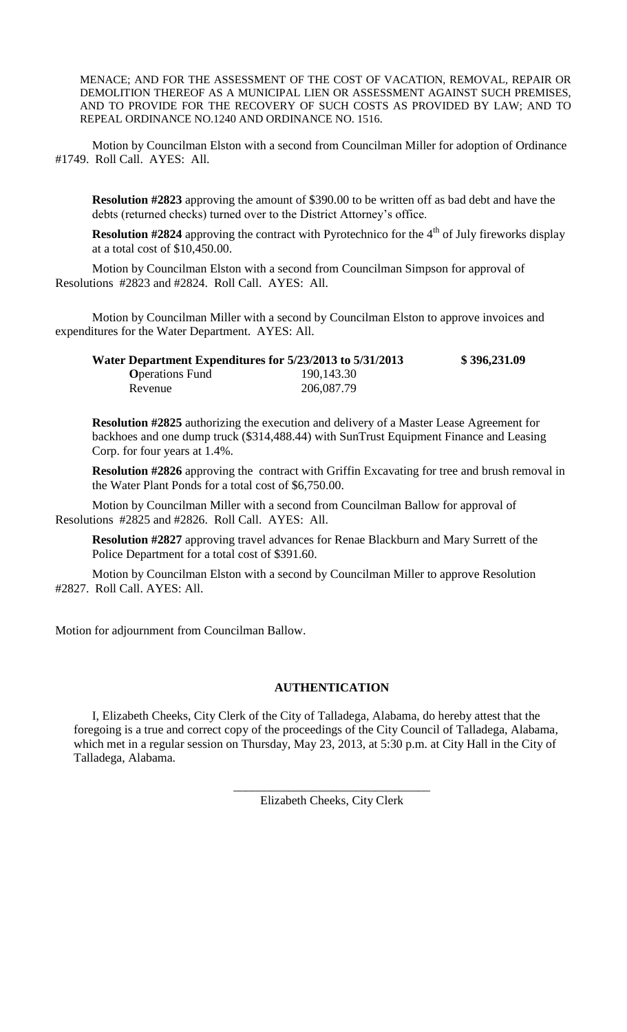MENACE; AND FOR THE ASSESSMENT OF THE COST OF VACATION, REMOVAL, REPAIR OR DEMOLITION THEREOF AS A MUNICIPAL LIEN OR ASSESSMENT AGAINST SUCH PREMISES, AND TO PROVIDE FOR THE RECOVERY OF SUCH COSTS AS PROVIDED BY LAW; AND TO REPEAL ORDINANCE NO.1240 AND ORDINANCE NO. 1516.

Motion by Councilman Elston with a second from Councilman Miller for adoption of Ordinance #1749. Roll Call. AYES: All.

**Resolution #2823** approving the amount of $390.00 to be written off as bad debt and have the debts (returned checks) turned over to the District Attorney's office.

**Resolution #2824** approving the contract with Pyrotechnico for the 4th of July fireworks display at a total cost of $10,450.00.

Motion by Councilman Elston with a second from Councilman Simpson for approval of Resolutions #2823 and #2824. Roll Call. AYES: All.

Motion by Councilman Miller with a second by Councilman Elston to approve invoices and expenditures for the Water Department. AYES: All.

| | | |
|---|---|---|
| **Water Department Expenditures for 5/23/2013 to 5/31/2013** | | **$ 396,231.09** |
| **O**perations Fund | 190,143.30 | |
| Revenue | 206,087.79 | |

**Resolution #2825** authorizing the execution and delivery of a Master Lease Agreement for backhoes and one dump truck ($314,488.44) with SunTrust Equipment Finance and Leasing Corp. for four years at 1.4%.

**Resolution #2826** approving the contract with Griffin Excavating for tree and brush removal in the Water Plant Ponds for a total cost of $6,750.00.

Motion by Councilman Miller with a second from Councilman Ballow for approval of Resolutions #2825 and #2826. Roll Call. AYES: All.

**Resolution #2827** approving travel advances for Renae Blackburn and Mary Surrett of the Police Department for a total cost of $391.60.

Motion by Councilman Elston with a second by Councilman Miller to approve Resolution #2827. Roll Call. AYES: All.

Motion for adjournment from Councilman Ballow.

## AUTHENTICATION

I, Elizabeth Cheeks, City Clerk of the City of Talladega, Alabama, do hereby attest that the foregoing is a true and correct copy of the proceedings of the City Council of Talladega, Alabama, which met in a regular session on Thursday, May 23, 2013, at 5:30 p.m. at City Hall in the City of Talladega, Alabama.

\_\_\_\_\_\_\_\_\_\_\_\_\_\_\_\_\_\_\_\_\_\_\_\_\_\_\_\_\_\_\_\_

Elizabeth Cheeks, City Clerk